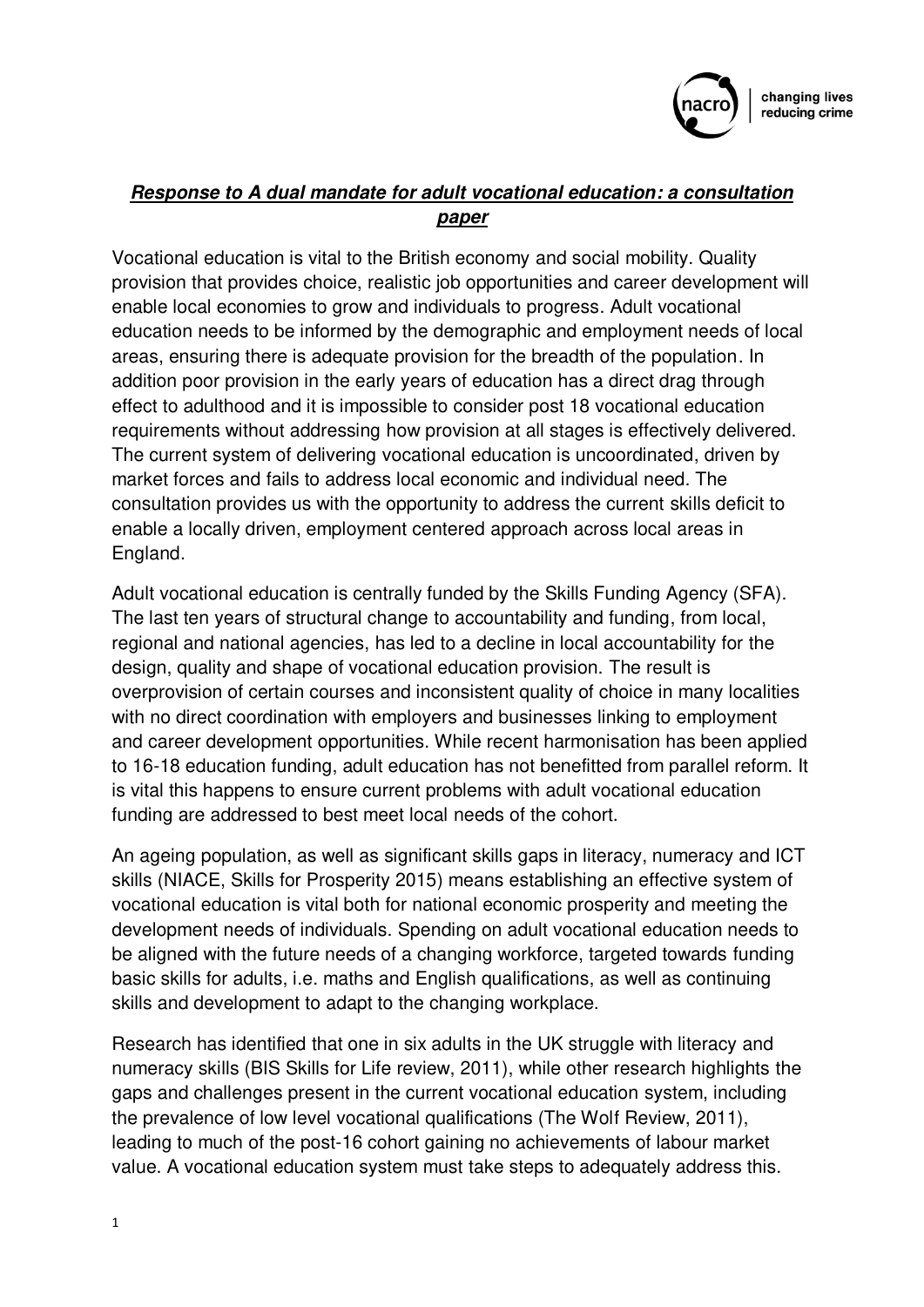***Response to A dual mandate for adult vocational education: a consultation paper***

Vocational education is vital to the British economy and social mobility. Quality provision that provides choice, realistic job opportunities and career development will enable local economies to grow and individuals to progress. Adult vocational education needs to be informed by the demographic and employment needs of local areas, ensuring there is adequate provision for the breadth of the population. In addition poor provision in the early years of education has a direct drag through effect to adulthood and it is impossible to consider post 18 vocational education requirements without addressing how provision at all stages is effectively delivered. The current system of delivering vocational education is uncoordinated, driven by market forces and fails to address local economic and individual need. The consultation provides us with the opportunity to address the current skills deficit to enable a locally driven, employment centered approach across local areas in England.

Adult vocational education is centrally funded by the Skills Funding Agency (SFA). The last ten years of structural change to accountability and funding, from local, regional and national agencies, has led to a decline in local accountability for the design, quality and shape of vocational education provision. The result is overprovision of certain courses and inconsistent quality of choice in many localities with no direct coordination with employers and businesses linking to employment and career development opportunities. While recent harmonisation has been applied to 16-18 education funding, adult education has not benefitted from parallel reform. It is vital this happens to ensure current problems with adult vocational education funding are addressed to best meet local needs of the cohort.

An ageing population, as well as significant skills gaps in literacy, numeracy and ICT skills (NIACE, Skills for Prosperity 2015) means establishing an effective system of vocational education is vital both for national economic prosperity and meeting the development needs of individuals. Spending on adult vocational education needs to be aligned with the future needs of a changing workforce, targeted towards funding basic skills for adults, i.e. maths and English qualifications, as well as continuing skills and development to adapt to the changing workplace.

Research has identified that one in six adults in the UK struggle with literacy and numeracy skills (BIS Skills for Life review, 2011), while other research highlights the gaps and challenges present in the current vocational education system, including the prevalence of low level vocational qualifications (The Wolf Review, 2011), leading to much of the post-16 cohort gaining no achievements of labour market value. A vocational education system must take steps to adequately address this.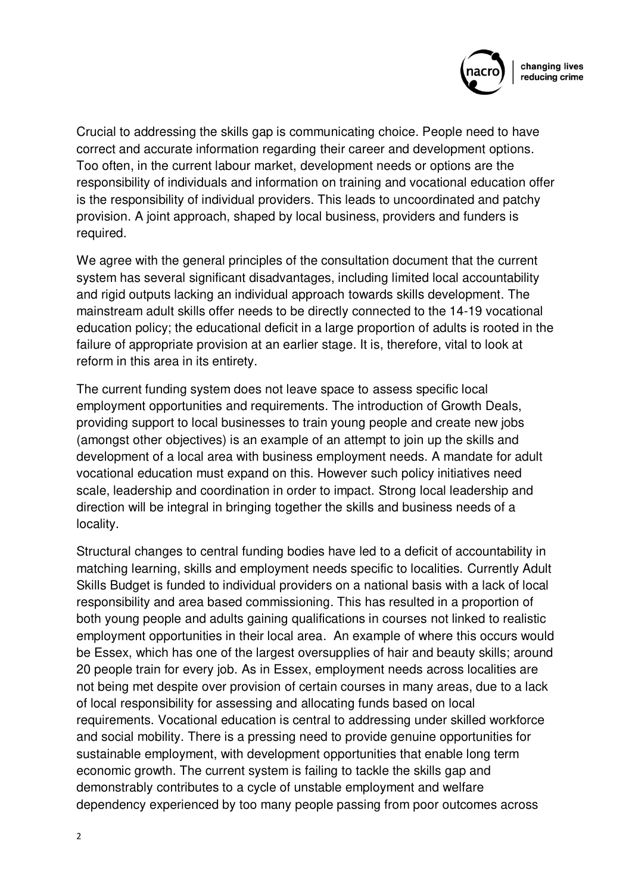Crucial to addressing the skills gap is communicating choice. People need to have correct and accurate information regarding their career and development options. Too often, in the current labour market, development needs or options are the responsibility of individuals and information on training and vocational education offer is the responsibility of individual providers. This leads to uncoordinated and patchy provision. A joint approach, shaped by local business, providers and funders is required.

We agree with the general principles of the consultation document that the current system has several significant disadvantages, including limited local accountability and rigid outputs lacking an individual approach towards skills development. The mainstream adult skills offer needs to be directly connected to the 14-19 vocational education policy; the educational deficit in a large proportion of adults is rooted in the failure of appropriate provision at an earlier stage. It is, therefore, vital to look at reform in this area in its entirety.

The current funding system does not leave space to assess specific local employment opportunities and requirements. The introduction of Growth Deals, providing support to local businesses to train young people and create new jobs (amongst other objectives) is an example of an attempt to join up the skills and development of a local area with business employment needs. A mandate for adult vocational education must expand on this. However such policy initiatives need scale, leadership and coordination in order to impact. Strong local leadership and direction will be integral in bringing together the skills and business needs of a locality.

Structural changes to central funding bodies have led to a deficit of accountability in matching learning, skills and employment needs specific to localities. Currently Adult Skills Budget is funded to individual providers on a national basis with a lack of local responsibility and area based commissioning. This has resulted in a proportion of both young people and adults gaining qualifications in courses not linked to realistic employment opportunities in their local area. An example of where this occurs would be Essex, which has one of the largest oversupplies of hair and beauty skills; around 20 people train for every job. As in Essex, employment needs across localities are not being met despite over provision of certain courses in many areas, due to a lack of local responsibility for assessing and allocating funds based on local requirements. Vocational education is central to addressing under skilled workforce and social mobility. There is a pressing need to provide genuine opportunities for sustainable employment, with development opportunities that enable long term economic growth. The current system is failing to tackle the skills gap and demonstrably contributes to a cycle of unstable employment and welfare dependency experienced by too many people passing from poor outcomes across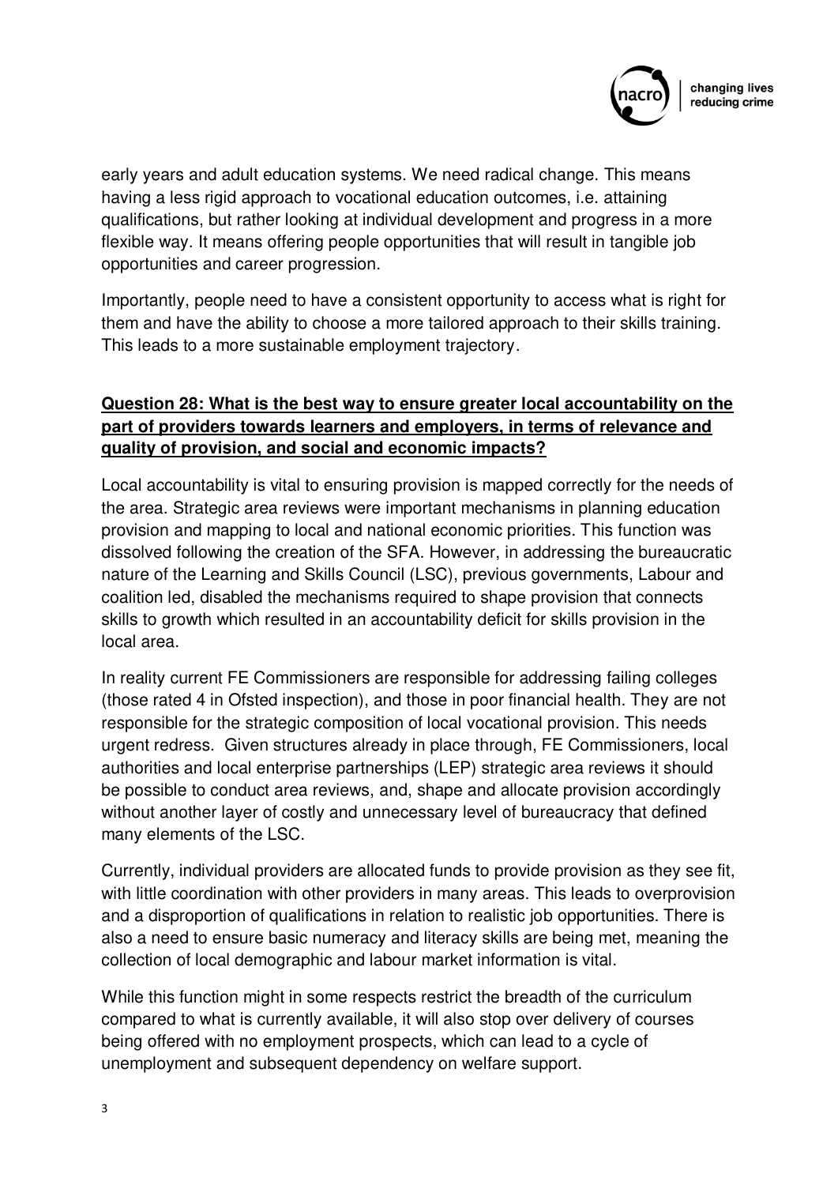early years and adult education systems. We need radical change. This means having a less rigid approach to vocational education outcomes, i.e. attaining qualifications, but rather looking at individual development and progress in a more flexible way. It means offering people opportunities that will result in tangible job opportunities and career progression.

Importantly, people need to have a consistent opportunity to access what is right for them and have the ability to choose a more tailored approach to their skills training. This leads to a more sustainable employment trajectory.

**Question 28: What is the best way to ensure greater local accountability on the part of providers towards learners and employers, in terms of relevance and quality of provision, and social and economic impacts?**

Local accountability is vital to ensuring provision is mapped correctly for the needs of the area. Strategic area reviews were important mechanisms in planning education provision and mapping to local and national economic priorities. This function was dissolved following the creation of the SFA. However, in addressing the bureaucratic nature of the Learning and Skills Council (LSC), previous governments, Labour and coalition led, disabled the mechanisms required to shape provision that connects skills to growth which resulted in an accountability deficit for skills provision in the local area.

In reality current FE Commissioners are responsible for addressing failing colleges (those rated 4 in Ofsted inspection), and those in poor financial health. They are not responsible for the strategic composition of local vocational provision. This needs urgent redress. Given structures already in place through, FE Commissioners, local authorities and local enterprise partnerships (LEP) strategic area reviews it should be possible to conduct area reviews, and, shape and allocate provision accordingly without another layer of costly and unnecessary level of bureaucracy that defined many elements of the LSC.

Currently, individual providers are allocated funds to provide provision as they see fit, with little coordination with other providers in many areas. This leads to overprovision and a disproportion of qualifications in relation to realistic job opportunities. There is also a need to ensure basic numeracy and literacy skills are being met, meaning the collection of local demographic and labour market information is vital.

While this function might in some respects restrict the breadth of the curriculum compared to what is currently available, it will also stop over delivery of courses being offered with no employment prospects, which can lead to a cycle of unemployment and subsequent dependency on welfare support.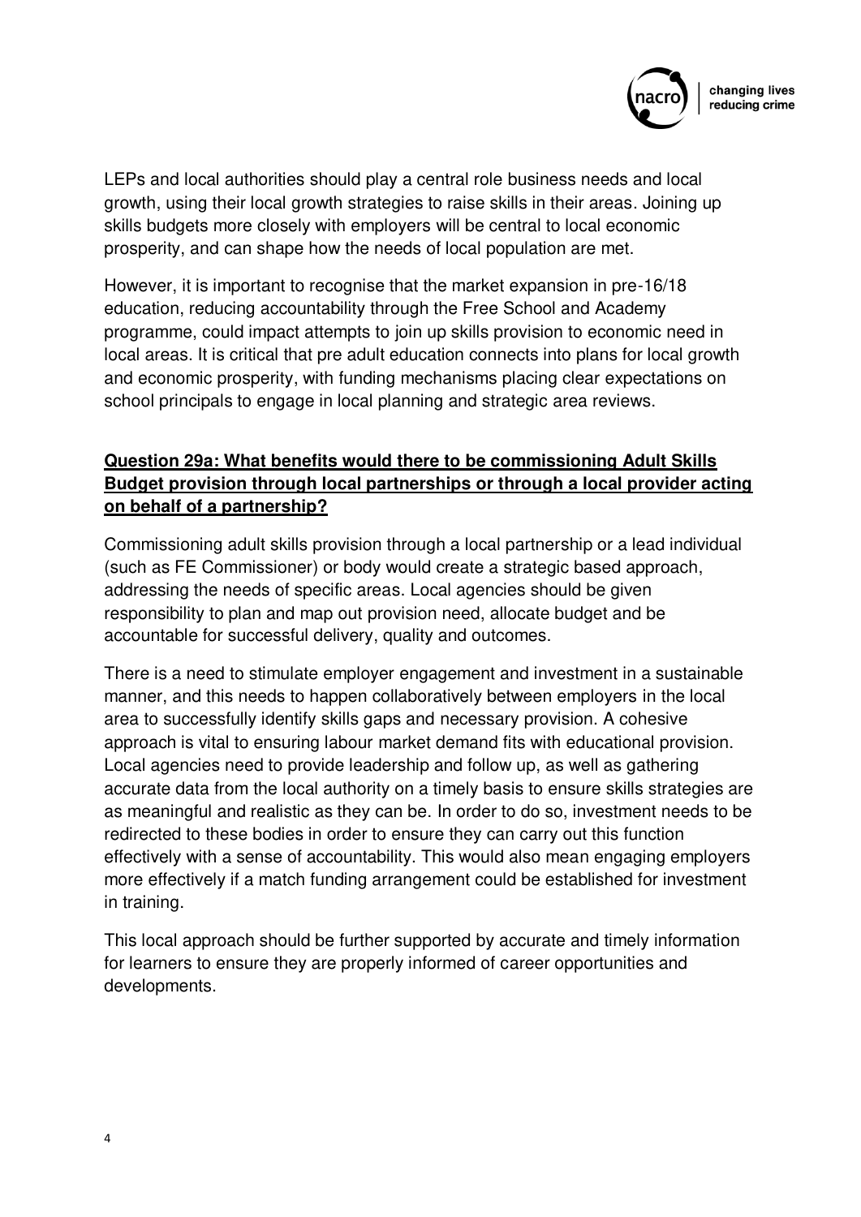LEPs and local authorities should play a central role business needs and local growth, using their local growth strategies to raise skills in their areas. Joining up skills budgets more closely with employers will be central to local economic prosperity, and can shape how the needs of local population are met.

However, it is important to recognise that the market expansion in pre-16/18 education, reducing accountability through the Free School and Academy programme, could impact attempts to join up skills provision to economic need in local areas. It is critical that pre adult education connects into plans for local growth and economic prosperity, with funding mechanisms placing clear expectations on school principals to engage in local planning and strategic area reviews.

**Question 29a: What benefits would there to be commissioning Adult Skills Budget provision through local partnerships or through a local provider acting on behalf of a partnership?**

Commissioning adult skills provision through a local partnership or a lead individual (such as FE Commissioner) or body would create a strategic based approach, addressing the needs of specific areas. Local agencies should be given responsibility to plan and map out provision need, allocate budget and be accountable for successful delivery, quality and outcomes.

There is a need to stimulate employer engagement and investment in a sustainable manner, and this needs to happen collaboratively between employers in the local area to successfully identify skills gaps and necessary provision. A cohesive approach is vital to ensuring labour market demand fits with educational provision. Local agencies need to provide leadership and follow up, as well as gathering accurate data from the local authority on a timely basis to ensure skills strategies are as meaningful and realistic as they can be. In order to do so, investment needs to be redirected to these bodies in order to ensure they can carry out this function effectively with a sense of accountability. This would also mean engaging employers more effectively if a match funding arrangement could be established for investment in training.

This local approach should be further supported by accurate and timely information for learners to ensure they are properly informed of career opportunities and developments.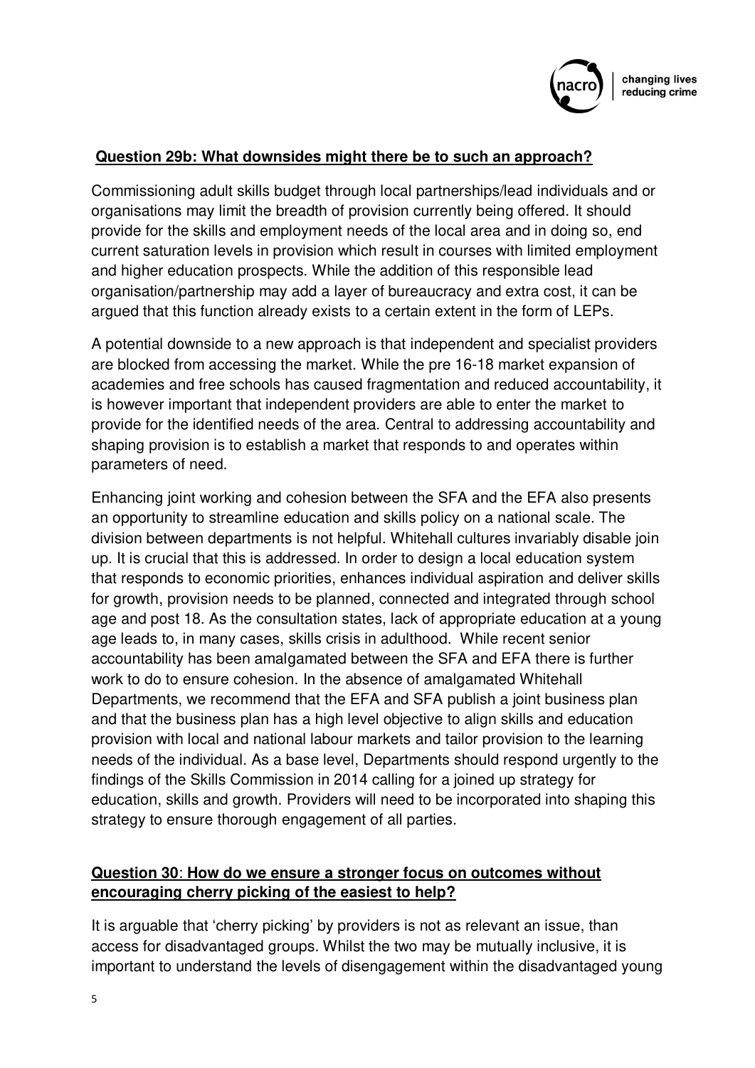**Question 29b: What downsides might there be to such an approach?**

Commissioning adult skills budget through local partnerships/lead individuals and or organisations may limit the breadth of provision currently being offered. It should provide for the skills and employment needs of the local area and in doing so, end current saturation levels in provision which result in courses with limited employment and higher education prospects. While the addition of this responsible lead organisation/partnership may add a layer of bureaucracy and extra cost, it can be argued that this function already exists to a certain extent in the form of LEPs.

A potential downside to a new approach is that independent and specialist providers are blocked from accessing the market. While the pre 16-18 market expansion of academies and free schools has caused fragmentation and reduced accountability, it is however important that independent providers are able to enter the market to provide for the identified needs of the area. Central to addressing accountability and shaping provision is to establish a market that responds to and operates within parameters of need.

Enhancing joint working and cohesion between the SFA and the EFA also presents an opportunity to streamline education and skills policy on a national scale. The division between departments is not helpful. Whitehall cultures invariably disable join up. It is crucial that this is addressed. In order to design a local education system that responds to economic priorities, enhances individual aspiration and deliver skills for growth, provision needs to be planned, connected and integrated through school age and post 18. As the consultation states, lack of appropriate education at a young age leads to, in many cases, skills crisis in adulthood. While recent senior accountability has been amalgamated between the SFA and EFA there is further work to do to ensure cohesion. In the absence of amalgamated Whitehall Departments, we recommend that the EFA and SFA publish a joint business plan and that the business plan has a high level objective to align skills and education provision with local and national labour markets and tailor provision to the learning needs of the individual. As a base level, Departments should respond urgently to the findings of the Skills Commission in 2014 calling for a joined up strategy for education, skills and growth. Providers will need to be incorporated into shaping this strategy to ensure thorough engagement of all parties.

**Question 30: How do we ensure a stronger focus on outcomes without encouraging cherry picking of the easiest to help?**

It is arguable that 'cherry picking' by providers is not as relevant an issue, than access for disadvantaged groups. Whilst the two may be mutually inclusive, it is important to understand the levels of disengagement within the disadvantaged young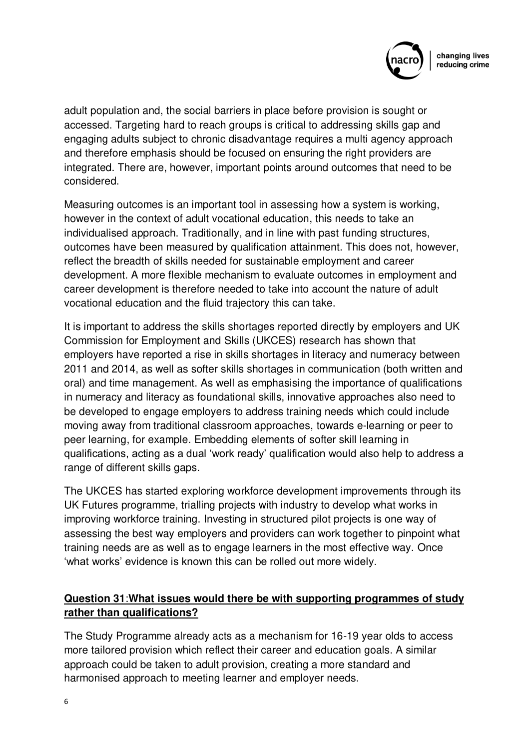adult population and, the social barriers in place before provision is sought or accessed. Targeting hard to reach groups is critical to addressing skills gap and engaging adults subject to chronic disadvantage requires a multi agency approach and therefore emphasis should be focused on ensuring the right providers are integrated. There are, however, important points around outcomes that need to be considered.

Measuring outcomes is an important tool in assessing how a system is working, however in the context of adult vocational education, this needs to take an individualised approach. Traditionally, and in line with past funding structures, outcomes have been measured by qualification attainment. This does not, however, reflect the breadth of skills needed for sustainable employment and career development. A more flexible mechanism to evaluate outcomes in employment and career development is therefore needed to take into account the nature of adult vocational education and the fluid trajectory this can take.

It is important to address the skills shortages reported directly by employers and UK Commission for Employment and Skills (UKCES) research has shown that employers have reported a rise in skills shortages in literacy and numeracy between 2011 and 2014, as well as softer skills shortages in communication (both written and oral) and time management. As well as emphasising the importance of qualifications in numeracy and literacy as foundational skills, innovative approaches also need to be developed to engage employers to address training needs which could include moving away from traditional classroom approaches, towards e-learning or peer to peer learning, for example. Embedding elements of softer skill learning in qualifications, acting as a dual 'work ready' qualification would also help to address a range of different skills gaps.

The UKCES has started exploring workforce development improvements through its UK Futures programme, trialling projects with industry to develop what works in improving workforce training. Investing in structured pilot projects is one way of assessing the best way employers and providers can work together to pinpoint what training needs are as well as to engage learners in the most effective way. Once 'what works' evidence is known this can be rolled out more widely.

**Question 31**:**What issues would there be with supporting programmes of study rather than qualifications?**

The Study Programme already acts as a mechanism for 16-19 year olds to access more tailored provision which reflect their career and education goals. A similar approach could be taken to adult provision, creating a more standard and harmonised approach to meeting learner and employer needs.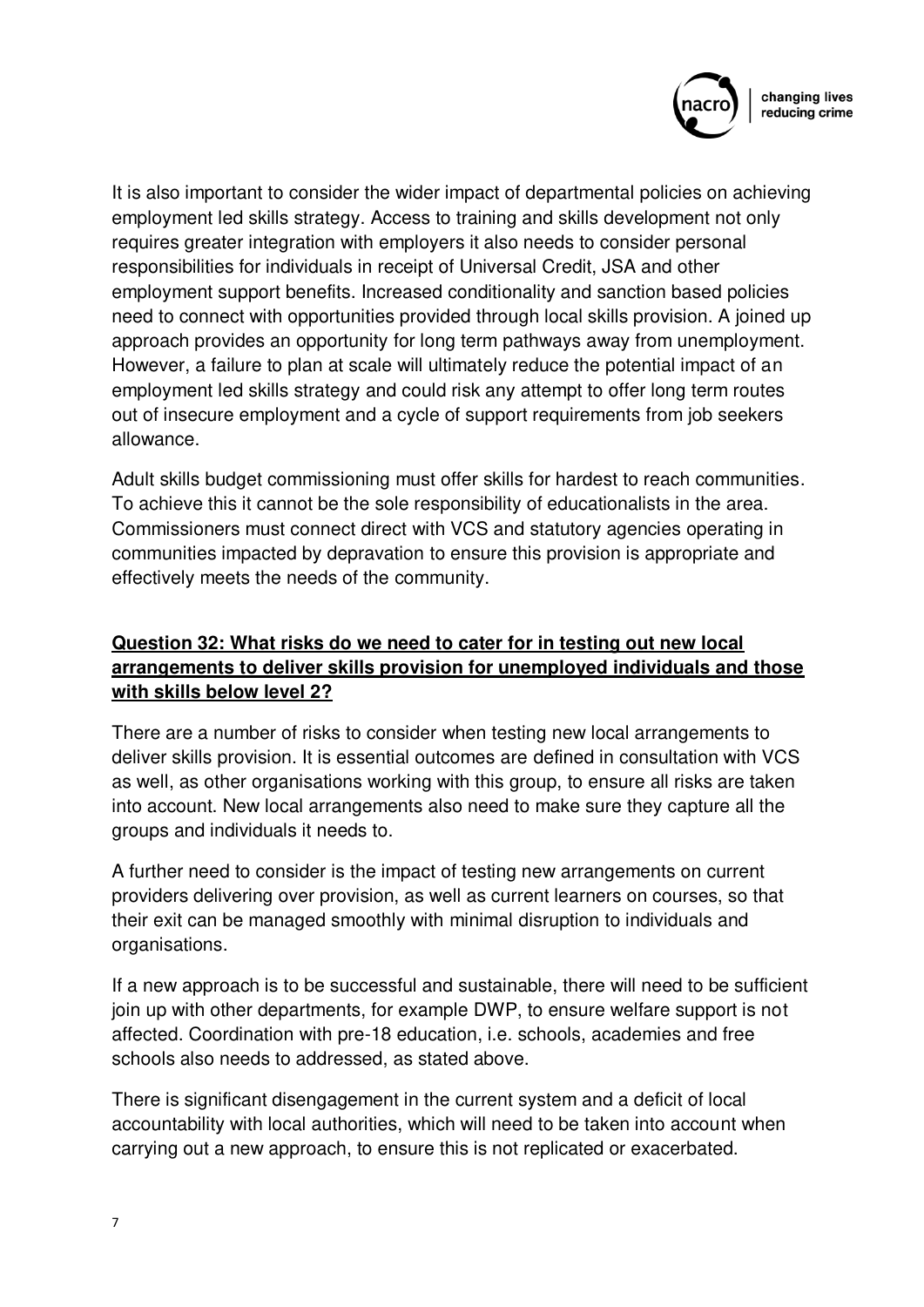It is also important to consider the wider impact of departmental policies on achieving employment led skills strategy. Access to training and skills development not only requires greater integration with employers it also needs to consider personal responsibilities for individuals in receipt of Universal Credit, JSA and other employment support benefits. Increased conditionality and sanction based policies need to connect with opportunities provided through local skills provision. A joined up approach provides an opportunity for long term pathways away from unemployment. However, a failure to plan at scale will ultimately reduce the potential impact of an employment led skills strategy and could risk any attempt to offer long term routes out of insecure employment and a cycle of support requirements from job seekers allowance.

Adult skills budget commissioning must offer skills for hardest to reach communities. To achieve this it cannot be the sole responsibility of educationalists in the area. Commissioners must connect direct with VCS and statutory agencies operating in communities impacted by depravation to ensure this provision is appropriate and effectively meets the needs of the community.

**Question 32: What risks do we need to cater for in testing out new local arrangements to deliver skills provision for unemployed individuals and those with skills below level 2?**

There are a number of risks to consider when testing new local arrangements to deliver skills provision. It is essential outcomes are defined in consultation with VCS as well, as other organisations working with this group, to ensure all risks are taken into account. New local arrangements also need to make sure they capture all the groups and individuals it needs to.

A further need to consider is the impact of testing new arrangements on current providers delivering over provision, as well as current learners on courses, so that their exit can be managed smoothly with minimal disruption to individuals and organisations.

If a new approach is to be successful and sustainable, there will need to be sufficient join up with other departments, for example DWP, to ensure welfare support is not affected. Coordination with pre-18 education, i.e. schools, academies and free schools also needs to addressed, as stated above.

There is significant disengagement in the current system and a deficit of local accountability with local authorities, which will need to be taken into account when carrying out a new approach, to ensure this is not replicated or exacerbated.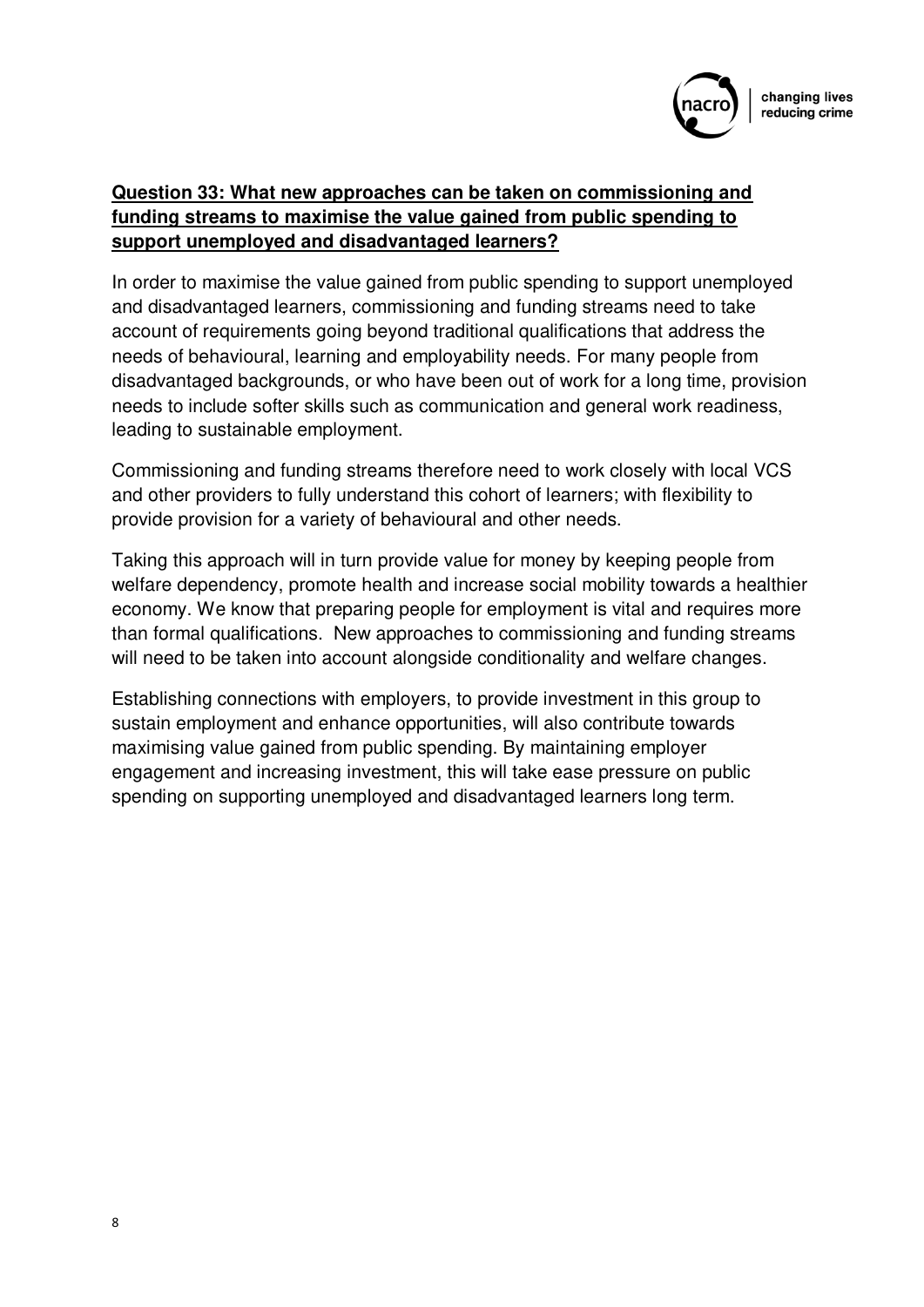**Question 33: What new approaches can be taken on commissioning and funding streams to maximise the value gained from public spending to support unemployed and disadvantaged learners?**

In order to maximise the value gained from public spending to support unemployed and disadvantaged learners, commissioning and funding streams need to take account of requirements going beyond traditional qualifications that address the needs of behavioural, learning and employability needs. For many people from disadvantaged backgrounds, or who have been out of work for a long time, provision needs to include softer skills such as communication and general work readiness, leading to sustainable employment.

Commissioning and funding streams therefore need to work closely with local VCS and other providers to fully understand this cohort of learners; with flexibility to provide provision for a variety of behavioural and other needs.

Taking this approach will in turn provide value for money by keeping people from welfare dependency, promote health and increase social mobility towards a healthier economy. We know that preparing people for employment is vital and requires more than formal qualifications. New approaches to commissioning and funding streams will need to be taken into account alongside conditionality and welfare changes.

Establishing connections with employers, to provide investment in this group to sustain employment and enhance opportunities, will also contribute towards maximising value gained from public spending. By maintaining employer engagement and increasing investment, this will take ease pressure on public spending on supporting unemployed and disadvantaged learners long term.